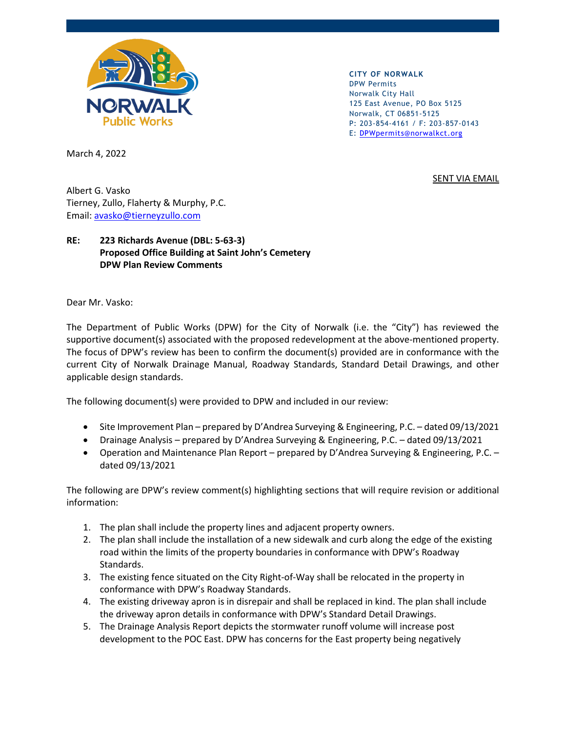**CITY OF NORWALK**
DPW Permits
Norwalk City Hall
125 East Avenue, PO Box 5125
Norwalk, CT 06851-5125
P: 203-854-4161 / F: 203-857-0143
E: DPWpermits@norwalkct.org

March 4, 2022

SENT VIA EMAIL

Albert G. Vasko
Tierney, Zullo, Flaherty & Murphy, P.C.
Email: avasko@tierneyzullo.com

**RE: 223 Richards Avenue (DBL: 5-63-3)**
**Proposed Office Building at Saint John's Cemetery**
**DPW Plan Review Comments**

Dear Mr. Vasko:

The Department of Public Works (DPW) for the City of Norwalk (i.e. the "City") has reviewed the supportive document(s) associated with the proposed redevelopment at the above-mentioned property. The focus of DPW's review has been to confirm the document(s) provided are in conformance with the current City of Norwalk Drainage Manual, Roadway Standards, Standard Detail Drawings, and other applicable design standards.

The following document(s) were provided to DPW and included in our review:

- Site Improvement Plan – prepared by D'Andrea Surveying & Engineering, P.C. – dated 09/13/2021
- Drainage Analysis – prepared by D'Andrea Surveying & Engineering, P.C. – dated 09/13/2021
- Operation and Maintenance Plan Report – prepared by D'Andrea Surveying & Engineering, P.C. – dated 09/13/2021

The following are DPW's review comment(s) highlighting sections that will require revision or additional information:

1. The plan shall include the property lines and adjacent property owners.
2. The plan shall include the installation of a new sidewalk and curb along the edge of the existing road within the limits of the property boundaries in conformance with DPW's Roadway Standards.
3. The existing fence situated on the City Right-of-Way shall be relocated in the property in conformance with DPW's Roadway Standards.
4. The existing driveway apron is in disrepair and shall be replaced in kind. The plan shall include the driveway apron details in conformance with DPW's Standard Detail Drawings.
5. The Drainage Analysis Report depicts the stormwater runoff volume will increase post development to the POC East. DPW has concerns for the East property being negatively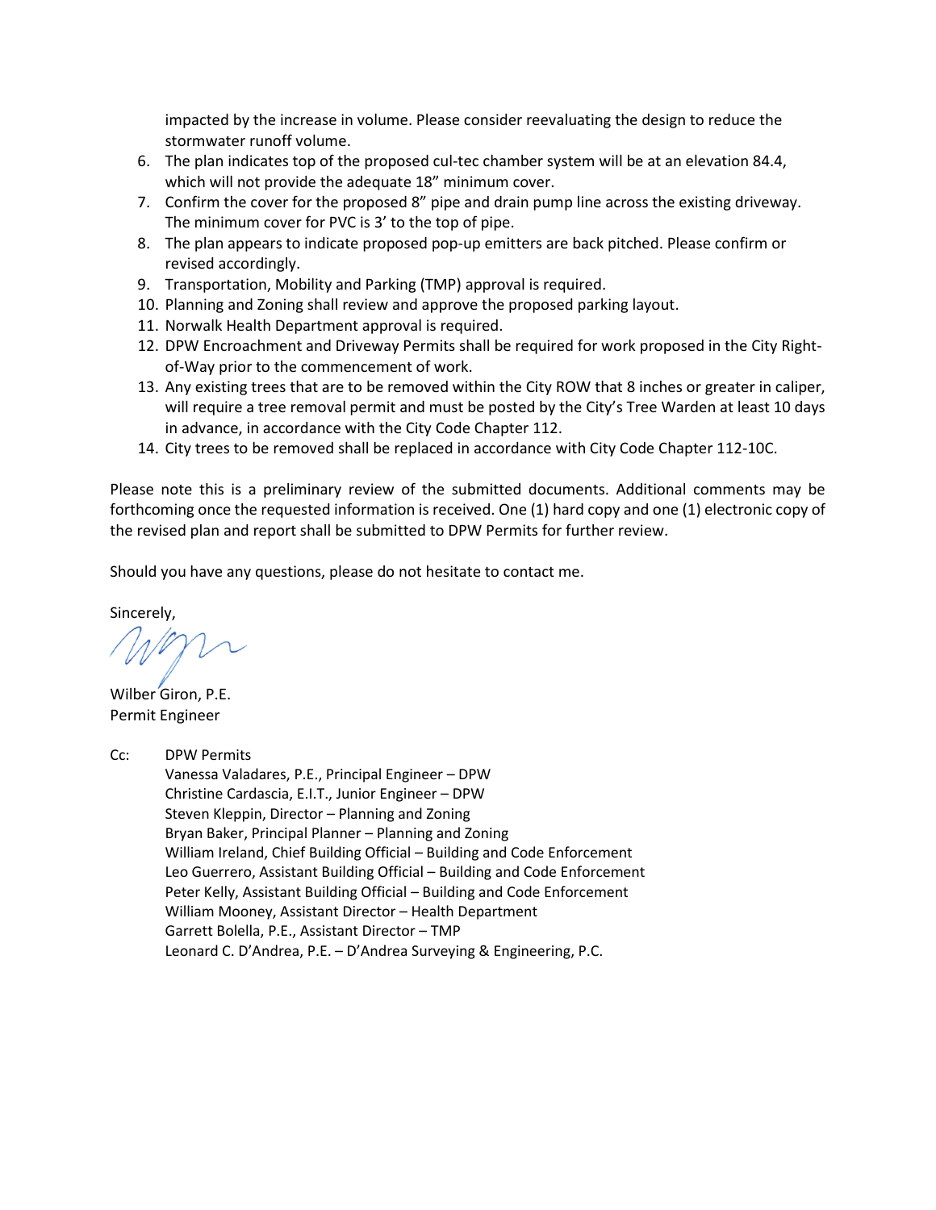impacted by the increase in volume. Please consider reevaluating the design to reduce the stormwater runoff volume.

6. The plan indicates top of the proposed cul-tec chamber system will be at an elevation 84.4, which will not provide the adequate 18" minimum cover.
7. Confirm the cover for the proposed 8" pipe and drain pump line across the existing driveway. The minimum cover for PVC is 3' to the top of pipe.
8. The plan appears to indicate proposed pop-up emitters are back pitched. Please confirm or revised accordingly.
9. Transportation, Mobility and Parking (TMP) approval is required.
10. Planning and Zoning shall review and approve the proposed parking layout.
11. Norwalk Health Department approval is required.
12. DPW Encroachment and Driveway Permits shall be required for work proposed in the City Right-of-Way prior to the commencement of work.
13. Any existing trees that are to be removed within the City ROW that 8 inches or greater in caliper, will require a tree removal permit and must be posted by the City's Tree Warden at least 10 days in advance, in accordance with the City Code Chapter 112.
14. City trees to be removed shall be replaced in accordance with City Code Chapter 112-10C.

Please note this is a preliminary review of the submitted documents. Additional comments may be forthcoming once the requested information is received. One (1) hard copy and one (1) electronic copy of the revised plan and report shall be submitted to DPW Permits for further review.

Should you have any questions, please do not hesitate to contact me.

Sincerely,

Wilber Giron, P.E.
Permit Engineer

Cc: DPW Permits
Vanessa Valadares, P.E., Principal Engineer – DPW
Christine Cardascia, E.I.T., Junior Engineer – DPW
Steven Kleppin, Director – Planning and Zoning
Bryan Baker, Principal Planner – Planning and Zoning
William Ireland, Chief Building Official – Building and Code Enforcement
Leo Guerrero, Assistant Building Official – Building and Code Enforcement
Peter Kelly, Assistant Building Official – Building and Code Enforcement
William Mooney, Assistant Director – Health Department
Garrett Bolella, P.E., Assistant Director – TMP
Leonard C. D'Andrea, P.E. – D'Andrea Surveying & Engineering, P.C.